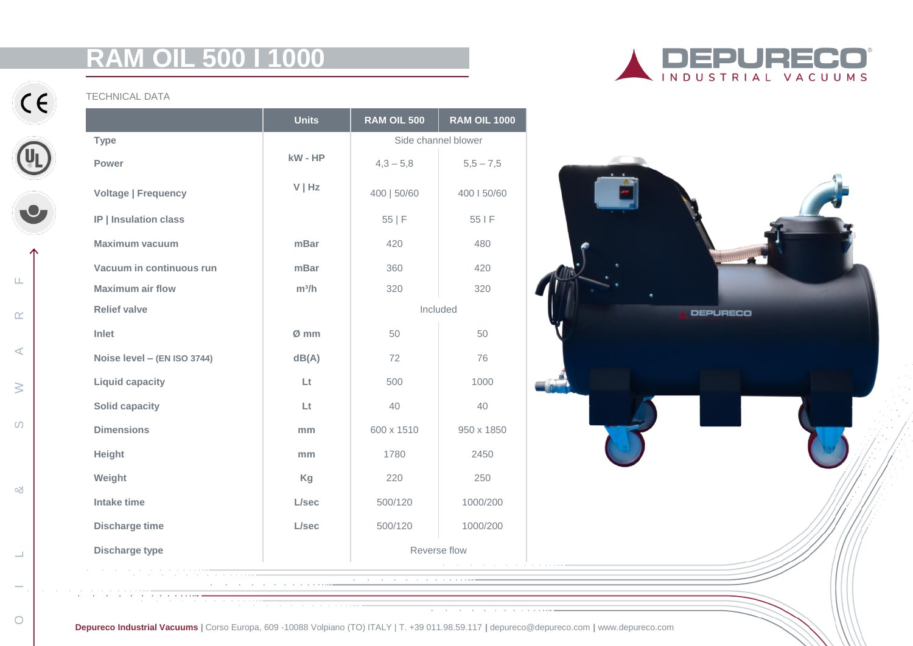# RAM OIL 500 I 1000

TECHNICAL DATA

| | Units | RAM OIL 500 | RAM OIL 1000 |
|---|---|---|---|
| Type | | Side channel blower | |
| Power | kW - HP | 4,3 – 5,8 | 5,5 – 7,5 |
| Voltage \| Frequency | V \| Hz | 400 \| 50/60 | 400 I 50/60 |
| IP \| Insulation class | | 55 \| F | 55 I F |
| Maximum vacuum | mBar | 420 | 480 |
| Vacuum in continuous run | mBar | 360 | 420 |
| Maximum air flow | $m^3/h$ | 320 | 320 |
| Relief valve | | Included | |
| Inlet | Ø mm | 50 | 50 |
| Noise level – (EN ISO 3744) | dB(A) | 72 | 76 |
| Liquid capacity | Lt | 500 | 1000 |
| Solid capacity | Lt | 40 | 40 |
| Dimensions | mm | 600 x 1510 | 950 x 1850 |
| Height | mm | 1780 | 2450 |
| Weight | Kg | 220 | 250 |
| Intake time | L/sec | 500/120 | 1000/200 |
| Discharge time | L/sec | 500/120 | 1000/200 |
| Discharge type | | Reverse flow | |

**Depureco Industrial Vacuums** | Corso Europa, 609 -10088 Volpiano (TO) ITALY | T. +39 011.98.59.117 | depureco@depureco.com | www.depureco.com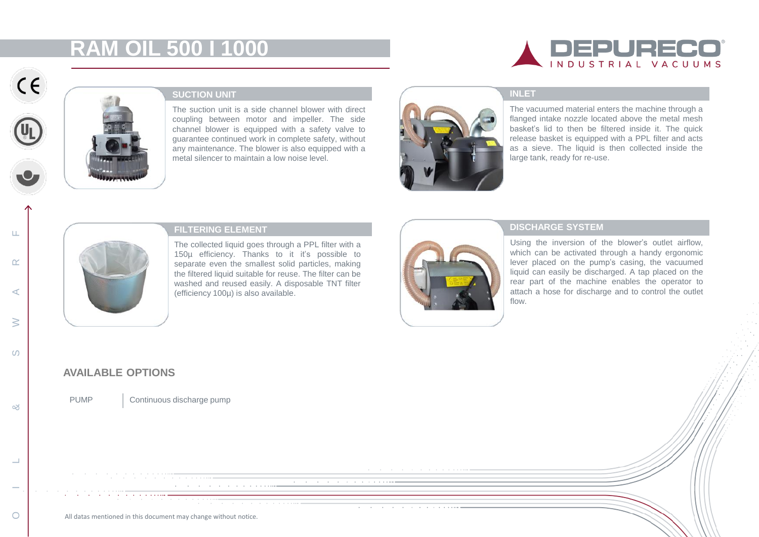# RAM OIL 500 I 1000

DEPURECO
INDUSTRIAL VACUUMS

## SUCTION UNIT

The suction unit is a side channel blower with direct coupling between motor and impeller. The side channel blower is equipped with a safety valve to guarantee continued work in complete safety, without any maintenance. The blower is also equipped with a metal silencer to maintain a low noise level.

## INLET

The vacuumed material enters the machine through a flanged intake nozzle located above the metal mesh basket's lid to then be filtered inside it. The quick release basket is equipped with a PPL filter and acts as a sieve. The liquid is then collected inside the large tank, ready for re-use.

## FILTERING ELEMENT

The collected liquid goes through a PPL filter with a 150µ efficiency. Thanks to it it's possible to separate even the smallest solid particles, making the filtered liquid suitable for reuse. The filter can be washed and reused easily. A disposable TNT filter (efficiency 100µ) is also available.

## DISCHARGE SYSTEM

Using the inversion of the blower's outlet airflow, which can be activated through a handy ergonomic lever placed on the pump's casing, the vacuumed liquid can easily be discharged. A tap placed on the rear part of the machine enables the operator to attach a hose for discharge and to control the outlet flow.

## AVAILABLE OPTIONS

| | |
|---|---|
| PUMP | Continuous discharge pump |

OIL & SWARF

All datas mentioned in this document may change without notice.